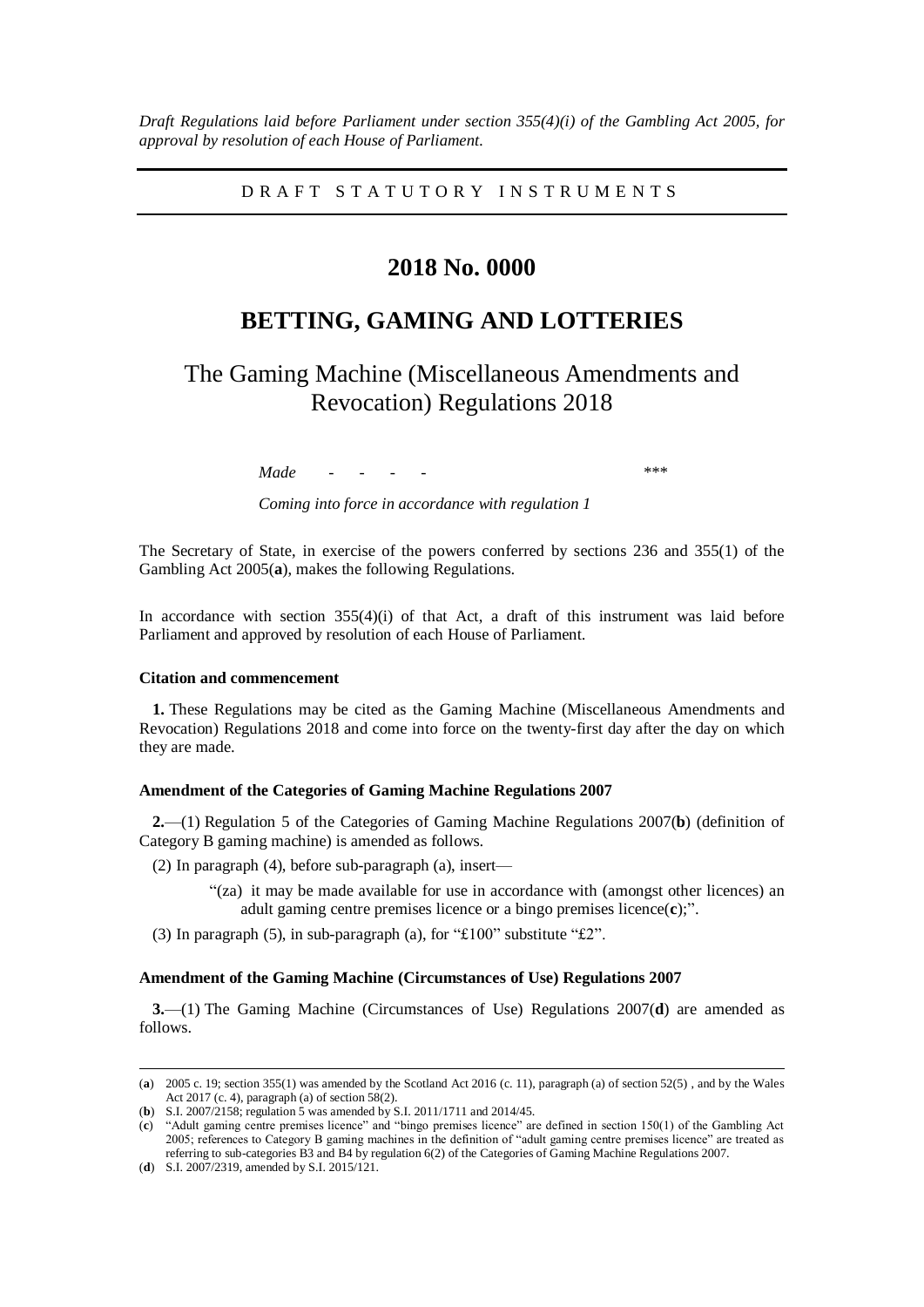*Draft Regulations laid before Parliament under section 355(4)(i) of the Gambling Act 2005, for approval by resolution of each House of Parliament.*

---

D R A F T   S T A T U T O R Y   I N S T R U M E N T S

---

# 2018 No. 0000

# BETTING, GAMING AND LOTTERIES

## The Gaming Machine (Miscellaneous Amendments and Revocation) Regulations 2018

*Made - - - -* \*\*\*

*Coming into force in accordance with regulation 1*

The Secretary of State, in exercise of the powers conferred by sections 236 and 355(1) of the Gambling Act 2005(**a**), makes the following Regulations.

In accordance with section 355(4)(i) of that Act, a draft of this instrument was laid before Parliament and approved by resolution of each House of Parliament.

### Citation and commencement

**1.** These Regulations may be cited as the Gaming Machine (Miscellaneous Amendments and Revocation) Regulations 2018 and come into force on the twenty-first day after the day on which they are made.

### Amendment of the Categories of Gaming Machine Regulations 2007

**2.**—(1) Regulation 5 of the Categories of Gaming Machine Regulations 2007(**b**) (definition of Category B gaming machine) is amended as follows.

(2) In paragraph (4), before sub-paragraph (a), insert—

> "(za) it may be made available for use in accordance with (amongst other licences) an adult gaming centre premises licence or a bingo premises licence(**c**);".

(3) In paragraph (5), in sub-paragraph (a), for "£100" substitute "£2".

### Amendment of the Gaming Machine (Circumstances of Use) Regulations 2007

**3.**—(1) The Gaming Machine (Circumstances of Use) Regulations 2007(**d**) are amended as follows.

---

(**a**) 2005 c. 19; section 355(1) was amended by the Scotland Act 2016 (c. 11), paragraph (a) of section 52(5) , and by the Wales Act 2017 (c. 4), paragraph (a) of section 58(2).

(**b**) S.I. 2007/2158; regulation 5 was amended by S.I. 2011/1711 and 2014/45.

(**c**) "Adult gaming centre premises licence" and "bingo premises licence" are defined in section 150(1) of the Gambling Act 2005; references to Category B gaming machines in the definition of "adult gaming centre premises licence" are treated as referring to sub-categories B3 and B4 by regulation 6(2) of the Categories of Gaming Machine Regulations 2007.

(**d**) S.I. 2007/2319, amended by S.I. 2015/121.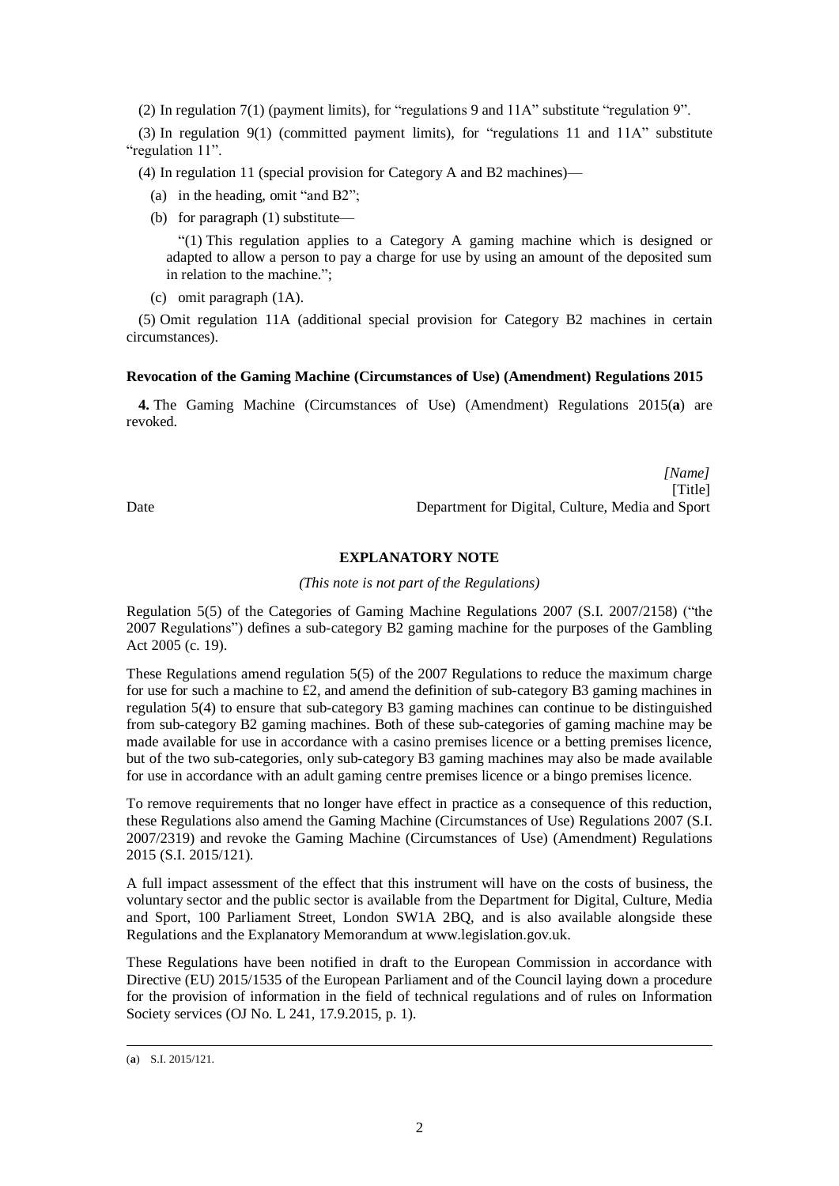(2) In regulation 7(1) (payment limits), for "regulations 9 and 11A" substitute "regulation 9".

(3) In regulation 9(1) (committed payment limits), for "regulations 11 and 11A" substitute "regulation 11".

(4) In regulation 11 (special provision for Category A and B2 machines)—

(a) in the heading, omit "and B2";

(b) for paragraph (1) substitute—

"(1) This regulation applies to a Category A gaming machine which is designed or adapted to allow a person to pay a charge for use by using an amount of the deposited sum in relation to the machine.";

(c) omit paragraph (1A).

(5) Omit regulation 11A (additional special provision for Category B2 machines in certain circumstances).

**Revocation of the Gaming Machine (Circumstances of Use) (Amendment) Regulations 2015**

**4.** The Gaming Machine (Circumstances of Use) (Amendment) Regulations 2015(**a**) are revoked.

*[Name]*
[Title]
Date Department for Digital, Culture, Media and Sport

## EXPLANATORY NOTE

*(This note is not part of the Regulations)*

Regulation 5(5) of the Categories of Gaming Machine Regulations 2007 (S.I. 2007/2158) ("the 2007 Regulations") defines a sub-category B2 gaming machine for the purposes of the Gambling Act 2005 (c. 19).

These Regulations amend regulation 5(5) of the 2007 Regulations to reduce the maximum charge for use for such a machine to £2, and amend the definition of sub-category B3 gaming machines in regulation 5(4) to ensure that sub-category B3 gaming machines can continue to be distinguished from sub-category B2 gaming machines. Both of these sub-categories of gaming machine may be made available for use in accordance with a casino premises licence or a betting premises licence, but of the two sub-categories, only sub-category B3 gaming machines may also be made available for use in accordance with an adult gaming centre premises licence or a bingo premises licence.

To remove requirements that no longer have effect in practice as a consequence of this reduction, these Regulations also amend the Gaming Machine (Circumstances of Use) Regulations 2007 (S.I. 2007/2319) and revoke the Gaming Machine (Circumstances of Use) (Amendment) Regulations 2015 (S.I. 2015/121).

A full impact assessment of the effect that this instrument will have on the costs of business, the voluntary sector and the public sector is available from the Department for Digital, Culture, Media and Sport, 100 Parliament Street, London SW1A 2BQ, and is also available alongside these Regulations and the Explanatory Memorandum at www.legislation.gov.uk.

These Regulations have been notified in draft to the European Commission in accordance with Directive (EU) 2015/1535 of the European Parliament and of the Council laying down a procedure for the provision of information in the field of technical regulations and of rules on Information Society services (OJ No. L 241, 17.9.2015, p. 1).

---

(**a**) S.I. 2015/121.